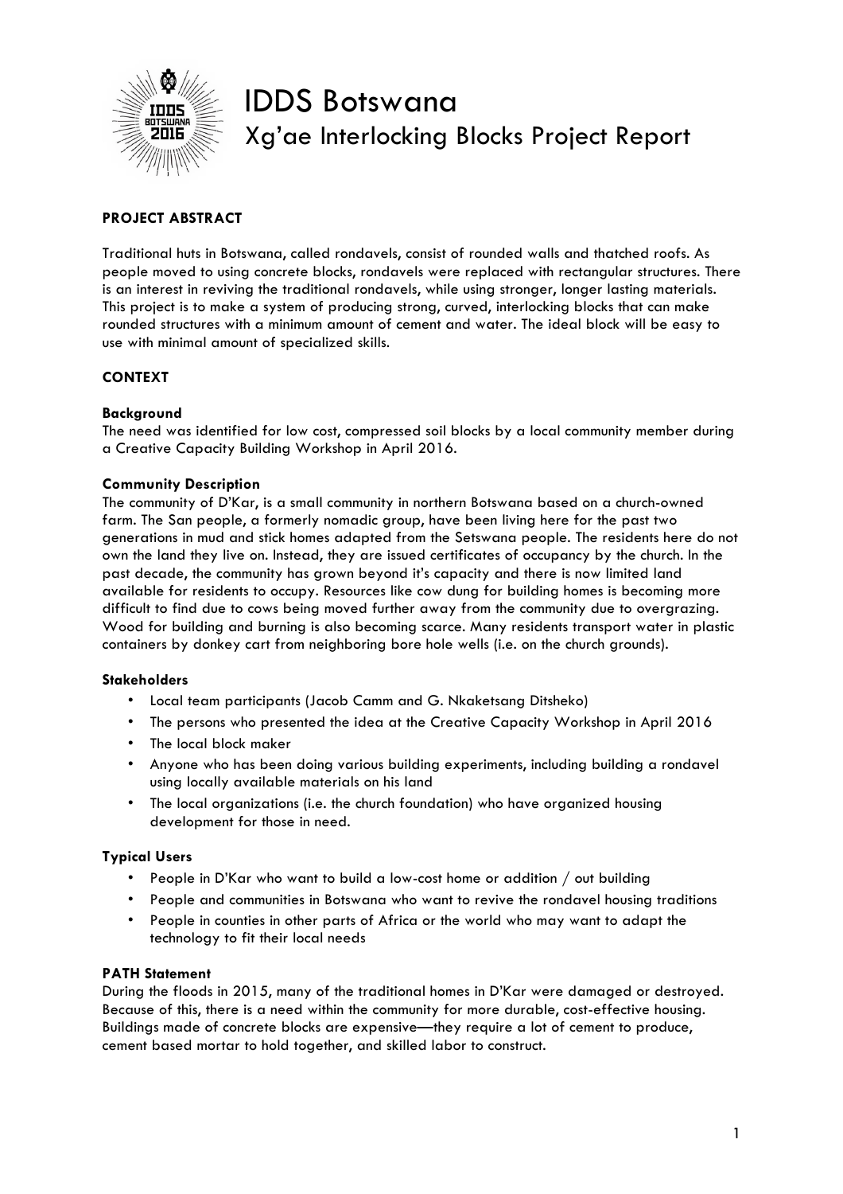# IDDS Botswana

## Xg'ae Interlocking Blocks Project Report

**PROJECT ABSTRACT**

Traditional huts in Botswana, called rondavels, consist of rounded walls and thatched roofs. As people moved to using concrete blocks, rondavels were replaced with rectangular structures. There is an interest in reviving the traditional rondavels, while using stronger, longer lasting materials. This project is to make a system of producing strong, curved, interlocking blocks that can make rounded structures with a minimum amount of cement and water. The ideal block will be easy to use with minimal amount of specialized skills.

**CONTEXT**

**Background**

The need was identified for low cost, compressed soil blocks by a local community member during a Creative Capacity Building Workshop in April 2016.

**Community Description**

The community of D'Kar, is a small community in northern Botswana based on a church-owned farm. The San people, a formerly nomadic group, have been living here for the past two generations in mud and stick homes adapted from the Setswana people. The residents here do not own the land they live on. Instead, they are issued certificates of occupancy by the church. In the past decade, the community has grown beyond it's capacity and there is now limited land available for residents to occupy. Resources like cow dung for building homes is becoming more difficult to find due to cows being moved further away from the community due to overgrazing. Wood for building and burning is also becoming scarce. Many residents transport water in plastic containers by donkey cart from neighboring bore hole wells (i.e. on the church grounds).

**Stakeholders**

- Local team participants (Jacob Camm and G. Nkaketsang Ditsheko)
- The persons who presented the idea at the Creative Capacity Workshop in April 2016
- The local block maker
- Anyone who has been doing various building experiments, including building a rondavel using locally available materials on his land
- The local organizations (i.e. the church foundation) who have organized housing development for those in need.

**Typical Users**

- People in D'Kar who want to build a low-cost home or addition / out building
- People and communities in Botswana who want to revive the rondavel housing traditions
- People in counties in other parts of Africa or the world who may want to adapt the technology to fit their local needs

**PATH Statement**

During the floods in 2015, many of the traditional homes in D'Kar were damaged or destroyed. Because of this, there is a need within the community for more durable, cost-effective housing. Buildings made of concrete blocks are expensive—they require a lot of cement to produce, cement based mortar to hold together, and skilled labor to construct.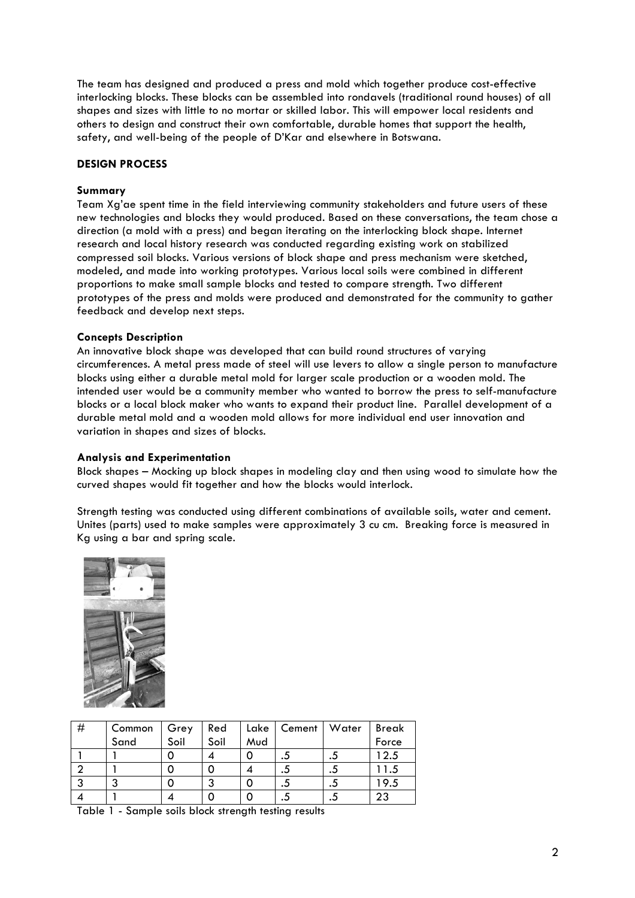The team has designed and produced a press and mold which together produce cost-effective interlocking blocks. These blocks can be assembled into rondavels (traditional round houses) of all shapes and sizes with little to no mortar or skilled labor. This will empower local residents and others to design and construct their own comfortable, durable homes that support the health, safety, and well-being of the people of D'Kar and elsewhere in Botswana.

## DESIGN PROCESS

### Summary

Team Xg'ae spent time in the field interviewing community stakeholders and future users of these new technologies and blocks they would produced. Based on these conversations, the team chose a direction (a mold with a press) and began iterating on the interlocking block shape. Internet research and local history research was conducted regarding existing work on stabilized compressed soil blocks. Various versions of block shape and press mechanism were sketched, modeled, and made into working prototypes. Various local soils were combined in different proportions to make small sample blocks and tested to compare strength. Two different prototypes of the press and molds were produced and demonstrated for the community to gather feedback and develop next steps.

### Concepts Description

An innovative block shape was developed that can build round structures of varying circumferences. A metal press made of steel will use levers to allow a single person to manufacture blocks using either a durable metal mold for larger scale production or a wooden mold. The intended user would be a community member who wanted to borrow the press to self-manufacture blocks or a local block maker who wants to expand their product line. Parallel development of a durable metal mold and a wooden mold allows for more individual end user innovation and variation in shapes and sizes of blocks.

### Analysis and Experimentation

Block shapes – Mocking up block shapes in modeling clay and then using wood to simulate how the curved shapes would fit together and how the blocks would interlock.

Strength testing was conducted using different combinations of available soils, water and cement. Unites (parts) used to make samples were approximately 3 cu cm. Breaking force is measured in Kg using a bar and spring scale.

| # | Common Sand | Grey Soil | Red Soil | Lake Mud | Cement | Water | Break Force |
|---|---|---|---|---|---|---|---|
| 1 | 1 | 0 | 4 | 0 | .5 | .5 | 12.5 |
| 2 | 1 | 0 | 0 | 4 | .5 | .5 | 11.5 |
| 3 | 3 | 0 | 3 | 0 | .5 | .5 | 19.5 |
| 4 | 1 | 4 | 0 | 0 | .5 | .5 | 23 |

Table 1 - Sample soils block strength testing results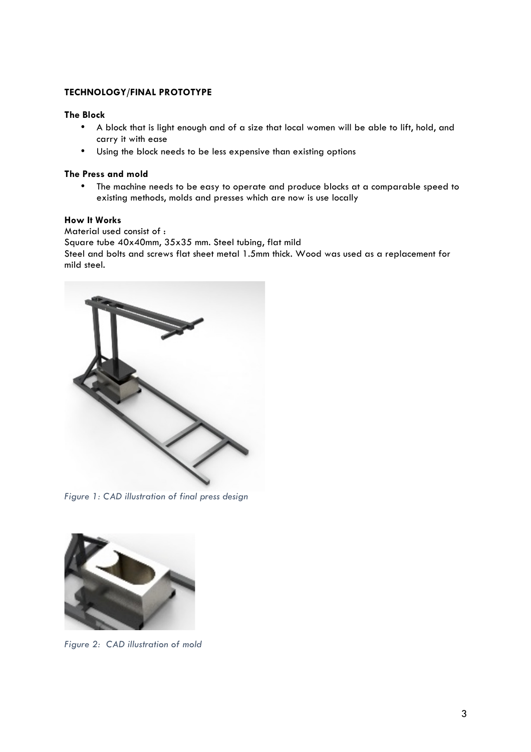**TECHNOLOGY/FINAL PROTOTYPE**

**The Block**

- A block that is light enough and of a size that local women will be able to lift, hold, and carry it with ease
- Using the block needs to be less expensive than existing options

**The Press and mold**

- The machine needs to be easy to operate and produce blocks at a comparable speed to existing methods, molds and presses which are now is use locally

**How It Works**

Material used consist of :
Square tube 40x40mm, 35x35 mm. Steel tubing, flat mild
Steel and bolts and screws flat sheet metal 1.5mm thick. Wood was used as a replacement for mild steel.

*Figure 1: CAD illustration of final press design*

*Figure 2: CAD illustration of mold*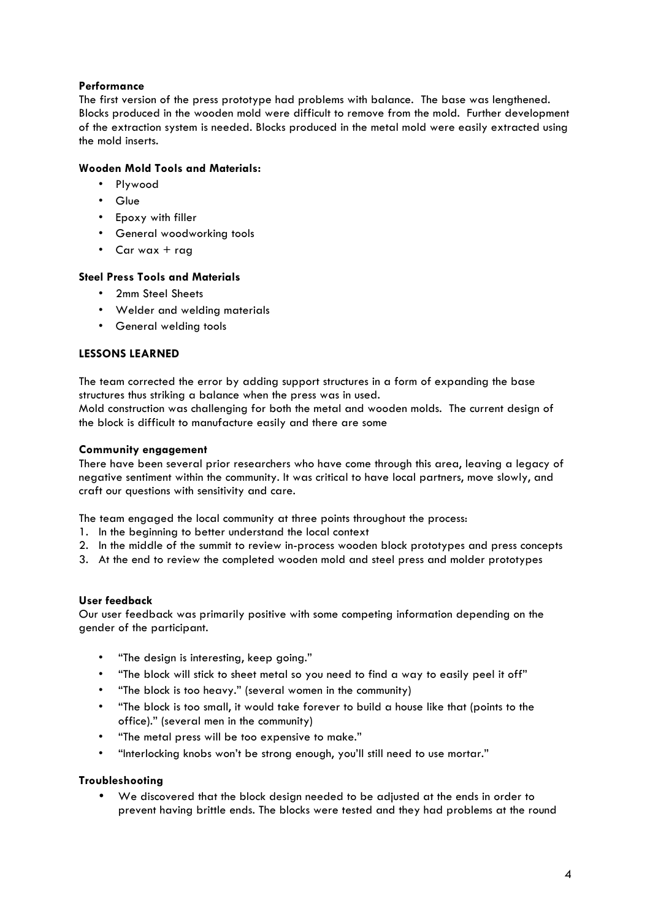**Performance**

The first version of the press prototype had problems with balance. The base was lengthened. Blocks produced in the wooden mold were difficult to remove from the mold. Further development of the extraction system is needed. Blocks produced in the metal mold were easily extracted using the mold inserts.

**Wooden Mold Tools and Materials:**

- Plywood
- Glue
- Epoxy with filler
- General woodworking tools
- Car wax + rag

**Steel Press Tools and Materials**

- 2mm Steel Sheets
- Welder and welding materials
- General welding tools

**LESSONS LEARNED**

The team corrected the error by adding support structures in a form of expanding the base structures thus striking a balance when the press was in used.
Mold construction was challenging for both the metal and wooden molds. The current design of the block is difficult to manufacture easily and there are some

**Community engagement**

There have been several prior researchers who have come through this area, leaving a legacy of negative sentiment within the community. It was critical to have local partners, move slowly, and craft our questions with sensitivity and care.

The team engaged the local community at three points throughout the process:

1. In the beginning to better understand the local context
2. In the middle of the summit to review in-process wooden block prototypes and press concepts
3. At the end to review the completed wooden mold and steel press and molder prototypes

**User feedback**

Our user feedback was primarily positive with some competing information depending on the gender of the participant.

- "The design is interesting, keep going."
- "The block will stick to sheet metal so you need to find a way to easily peel it off"
- "The block is too heavy." (several women in the community)
- "The block is too small, it would take forever to build a house like that (points to the office)." (several men in the community)
- "The metal press will be too expensive to make."
- "Interlocking knobs won't be strong enough, you'll still need to use mortar."

**Troubleshooting**

- We discovered that the block design needed to be adjusted at the ends in order to prevent having brittle ends. The blocks were tested and they had problems at the round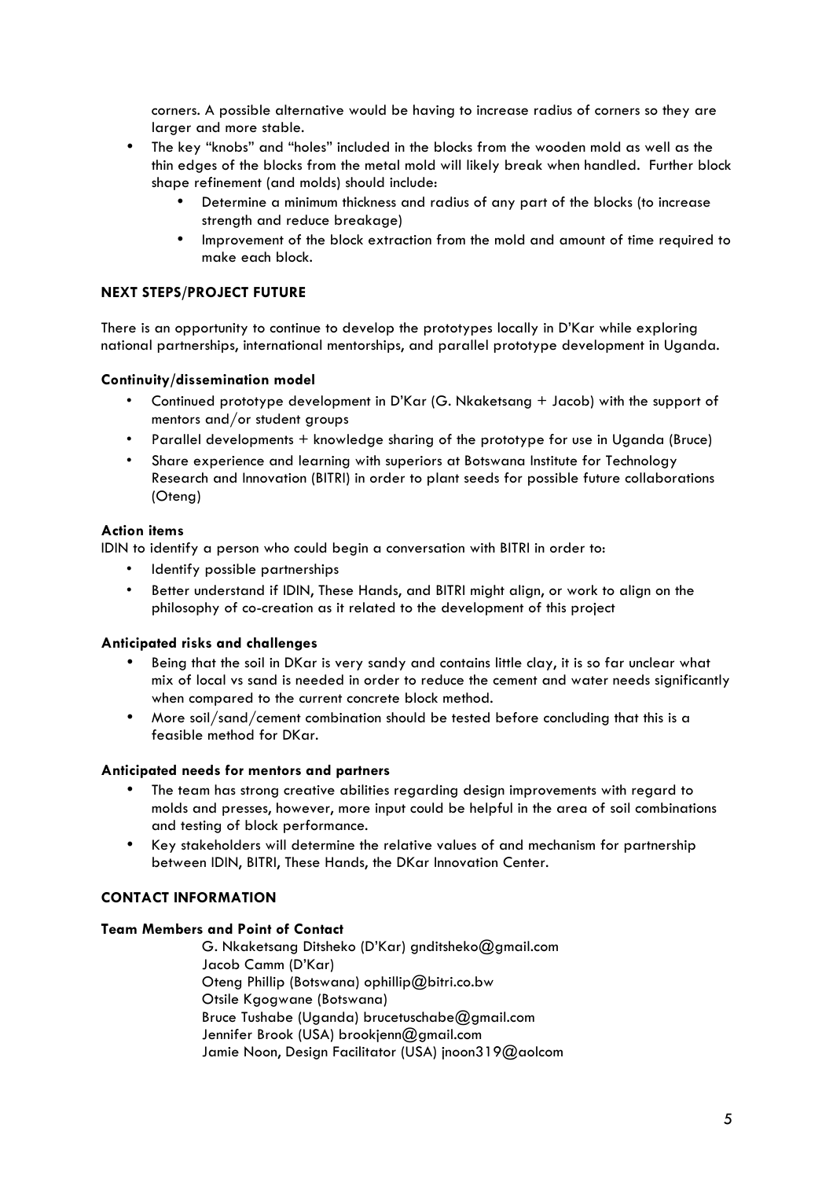corners. A possible alternative would be having to increase radius of corners so they are larger and more stable.

- The key "knobs" and "holes" included in the blocks from the wooden mold as well as the thin edges of the blocks from the metal mold will likely break when handled. Further block shape refinement (and molds) should include:
    - Determine a minimum thickness and radius of any part of the blocks (to increase strength and reduce breakage)
    - Improvement of the block extraction from the mold and amount of time required to make each block.

## NEXT STEPS/PROJECT FUTURE

There is an opportunity to continue to develop the prototypes locally in D'Kar while exploring national partnerships, international mentorships, and parallel prototype development in Uganda.

### Continuity/dissemination model

- Continued prototype development in D'Kar (G. Nkaketsang + Jacob) with the support of mentors and/or student groups
- Parallel developments + knowledge sharing of the prototype for use in Uganda (Bruce)
- Share experience and learning with superiors at Botswana Institute for Technology Research and Innovation (BITRI) in order to plant seeds for possible future collaborations (Oteng)

### Action items

IDIN to identify a person who could begin a conversation with BITRI in order to:

- Identify possible partnerships
- Better understand if IDIN, These Hands, and BITRI might align, or work to align on the philosophy of co-creation as it related to the development of this project

### Anticipated risks and challenges

- Being that the soil in DKar is very sandy and contains little clay, it is so far unclear what mix of local vs sand is needed in order to reduce the cement and water needs significantly when compared to the current concrete block method.
- More soil/sand/cement combination should be tested before concluding that this is a feasible method for DKar.

### Anticipated needs for mentors and partners

- The team has strong creative abilities regarding design improvements with regard to molds and presses, however, more input could be helpful in the area of soil combinations and testing of block performance.
- Key stakeholders will determine the relative values of and mechanism for partnership between IDIN, BITRI, These Hands, the DKar Innovation Center.

## CONTACT INFORMATION

### Team Members and Point of Contact

G. Nkaketsang Ditsheko (D'Kar) gnditsheko@gmail.com  
Jacob Camm (D'Kar)  
Oteng Phillip (Botswana) ophillip@bitri.co.bw  
Otsile Kgogwane (Botswana)  
Bruce Tushabe (Uganda) brucetuschabe@gmail.com  
Jennifer Brook (USA) brookjenn@gmail.com  
Jamie Noon, Design Facilitator (USA) jnoon319@aolcom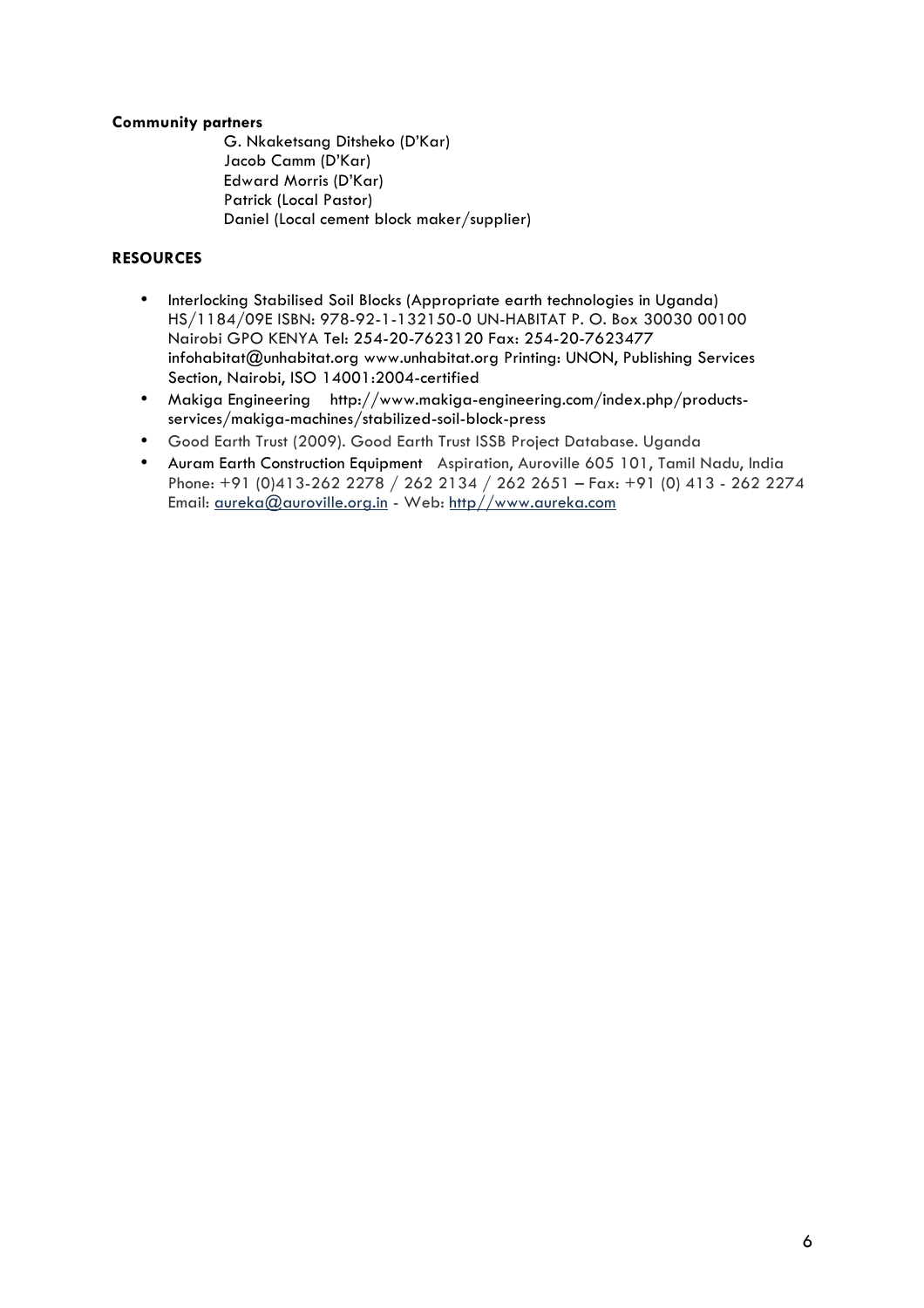**Community partners**

G. Nkaketsang Ditsheko (D'Kar)
Jacob Camm (D'Kar)
Edward Morris (D'Kar)
Patrick (Local Pastor)
Daniel (Local cement block maker/supplier)

**RESOURCES**

- Interlocking Stabilised Soil Blocks (Appropriate earth technologies in Uganda) HS/1184/09E ISBN: 978-92-1-132150-0 UN-HABITAT P. O. Box 30030 00100 Nairobi GPO KENYA Tel: 254-20-7623120 Fax: 254-20-7623477 infohabitat@unhabitat.org www.unhabitat.org Printing: UNON, Publishing Services Section, Nairobi, ISO 14001:2004-certified
- Makiga Engineering http://www.makiga-engineering.com/index.php/products-services/makiga-machines/stabilized-soil-block-press
- Good Earth Trust (2009). Good Earth Trust ISSB Project Database. Uganda
- Auram Earth Construction Equipment Aspiration, Auroville 605 101, Tamil Nadu, India Phone: +91 (0)413-262 2278 / 262 2134 / 262 2651 – Fax: +91 (0) 413 - 262 2274 Email: aureka@auroville.org.in - Web: http//www.aureka.com